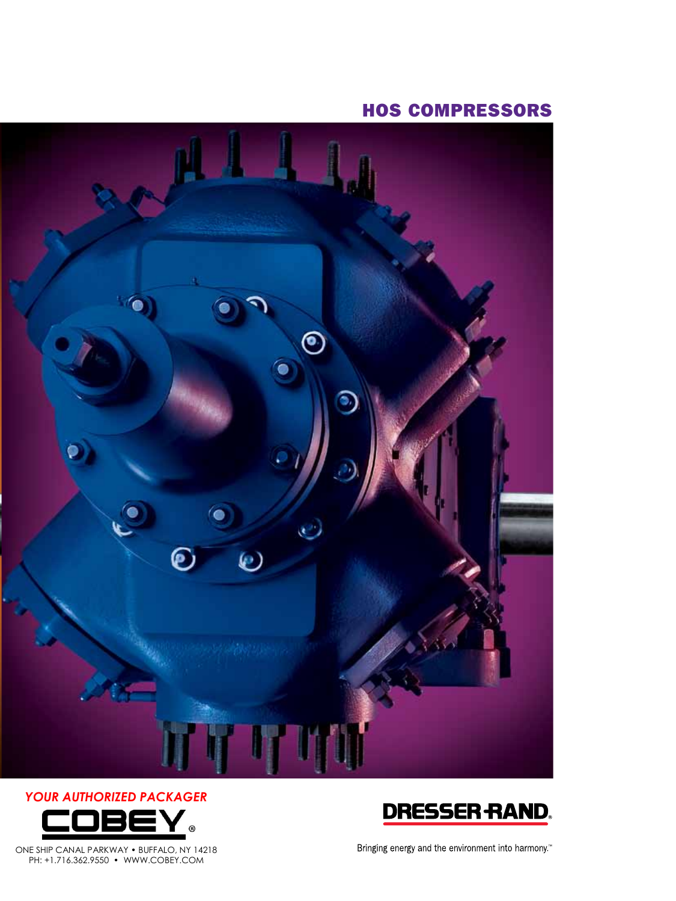# HOS COMPRESSORS

*YOUR AUTHORIZED PACKAGER*

**COBEY®**

ONE SHIP CANAL PARKWAY • BUFFALO, NY 14218
PH: +1.716.362.9550 • WWW.COBEY.COM

**DRESSER-RAND.**

Bringing energy and the environment into harmony.™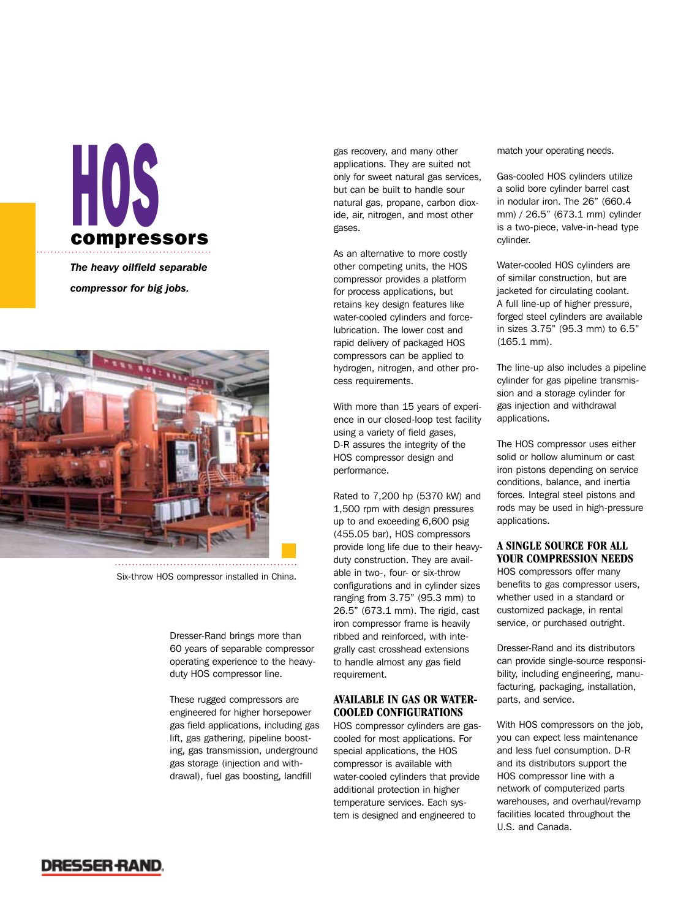# HOS compressors

*The heavy oilfield separable compressor for big jobs.*

Six-throw HOS compressor installed in China.

Dresser-Rand brings more than 60 years of separable compressor operating experience to the heavy-duty HOS compressor line.

These rugged compressors are engineered for higher horsepower gas field applications, including gas lift, gas gathering, pipeline boosting, gas transmission, underground gas storage (injection and withdrawal), fuel gas boosting, landfill gas recovery, and many other applications. They are suited not only for sweet natural gas services, but can be built to handle sour natural gas, propane, carbon dioxide, air, nitrogen, and most other gases.

As an alternative to more costly other competing units, the HOS compressor provides a platform for process applications, but retains key design features like water-cooled cylinders and force-lubrication. The lower cost and rapid delivery of packaged HOS compressors can be applied to hydrogen, nitrogen, and other process requirements.

With more than 15 years of experience in our closed-loop test facility using a variety of field gases, D-R assures the integrity of the HOS compressor design and performance.

Rated to 7,200 hp (5370 kW) and 1,500 rpm with design pressures up to and exceeding 6,600 psig (455.05 bar), HOS compressors provide long life due to their heavy-duty construction. They are available in two-, four- or six-throw configurations and in cylinder sizes ranging from 3.75" (95.3 mm) to 26.5" (673.1 mm). The rigid, cast iron compressor frame is heavily ribbed and reinforced, with integrally cast crosshead extensions to handle almost any gas field requirement.

## AVAILABLE IN GAS OR WATER-COOLED CONFIGURATIONS

HOS compressor cylinders are gas-cooled for most applications. For special applications, the HOS compressor is available with water-cooled cylinders that provide additional protection in higher temperature services. Each system is designed and engineered to match your operating needs.

Gas-cooled HOS cylinders utilize a solid bore cylinder barrel cast in nodular iron. The 26" (660.4 mm) / 26.5" (673.1 mm) cylinder is a two-piece, valve-in-head type cylinder.

Water-cooled HOS cylinders are of similar construction, but are jacketed for circulating coolant. A full line-up of higher pressure, forged steel cylinders are available in sizes 3.75" (95.3 mm) to 6.5" (165.1 mm).

The line-up also includes a pipeline cylinder for gas pipeline transmission and a storage cylinder for gas injection and withdrawal applications.

The HOS compressor uses either solid or hollow aluminum or cast iron pistons depending on service conditions, balance, and inertia forces. Integral steel pistons and rods may be used in high-pressure applications.

## A SINGLE SOURCE FOR ALL YOUR COMPRESSION NEEDS

HOS compressors offer many benefits to gas compressor users, whether used in a standard or customized package, in rental service, or purchased outright.

Dresser-Rand and its distributors can provide single-source responsibility, including engineering, manufacturing, packaging, installation, parts, and service.

With HOS compressors on the job, you can expect less maintenance and less fuel consumption. D-R and its distributors support the HOS compressor line with a network of computerized parts warehouses, and overhaul/revamp facilities located throughout the U.S. and Canada.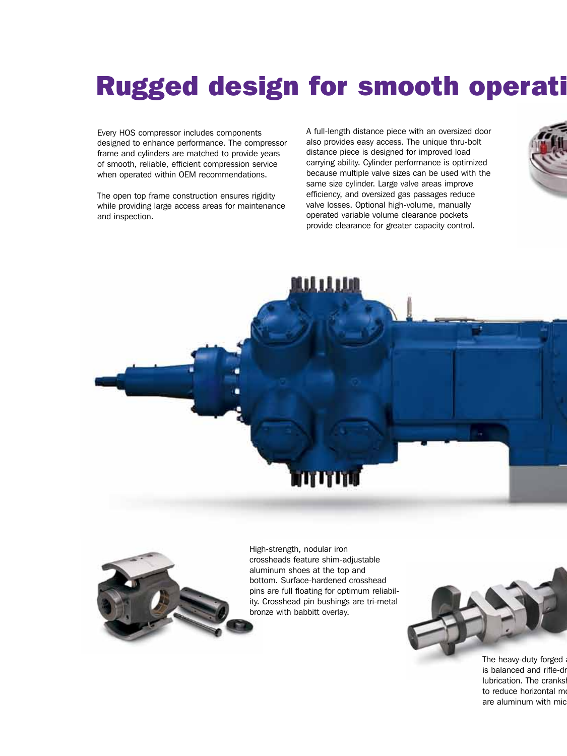# Rugged design for smooth operati

Every HOS compressor includes components designed to enhance performance. The compressor frame and cylinders are matched to provide years of smooth, reliable, efficient compression service when operated within OEM recommendations.

The open top frame construction ensures rigidity while providing large access areas for maintenance and inspection.

A full-length distance piece with an oversized door also provides easy access. The unique thru-bolt distance piece is designed for improved load carrying ability. Cylinder performance is optimized because multiple valve sizes can be used with the same size cylinder. Large valve areas improve efficiency, and oversized gas passages reduce valve losses. Optional high-volume, manually operated variable volume clearance pockets provide clearance for greater capacity control.

High-strength, nodular iron crossheads feature shim-adjustable aluminum shoes at the top and bottom. Surface-hardened crosshead pins are full floating for optimum reliability. Crosshead pin bushings are tri-metal bronze with babbitt overlay.

The heavy-duty forged a
is balanced and rifle-dr
lubrication. The cranksh
to reduce horizontal mo
are aluminum with mic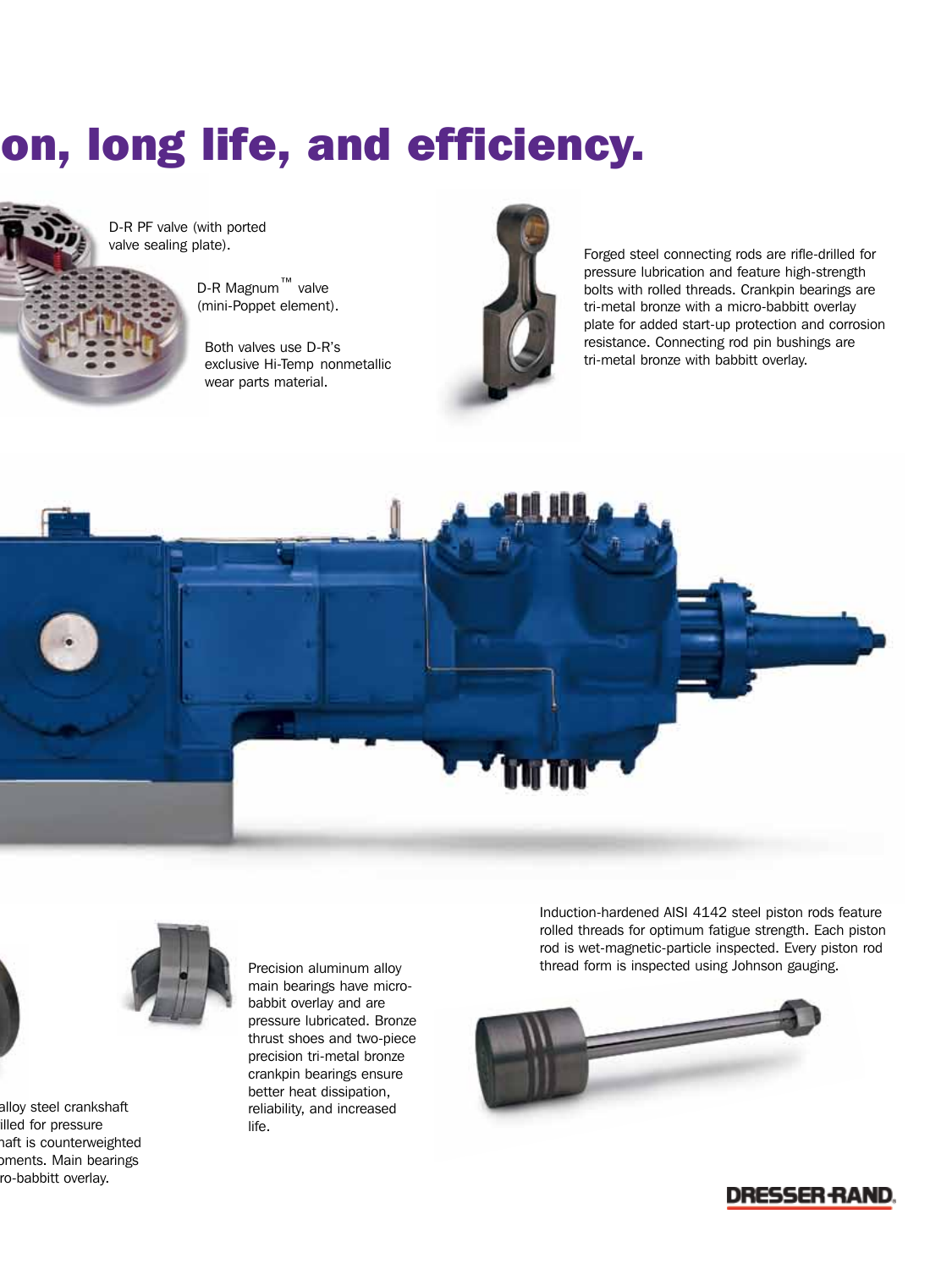# on, long life, and efficiency.

D-R PF valve (with ported valve sealing plate).

D-R Magnum™ valve (mini-Poppet element).

Both valves use D-R's exclusive Hi-Temp nonmetallic wear parts material.

Forged steel connecting rods are rifle-drilled for pressure lubrication and feature high-strength bolts with rolled threads. Crankpin bearings are tri-metal bronze with a micro-babbitt overlay plate for added start-up protection and corrosion resistance. Connecting rod pin bushings are tri-metal bronze with babbitt overlay.

alloy steel crankshaft
illed for pressure
haft is counterweighted
oments. Main bearings
ro-babbitt overlay.

Precision aluminum alloy main bearings have micro-babbitt overlay and are pressure lubricated. Bronze thrust shoes and two-piece precision tri-metal bronze crankpin bearings ensure better heat dissipation, reliability, and increased life.

Induction-hardened AISI 4142 steel piston rods feature rolled threads for optimum fatigue strength. Each piston rod is wet-magnetic-particle inspected. Every piston rod thread form is inspected using Johnson gauging.

DRESSER-RAND.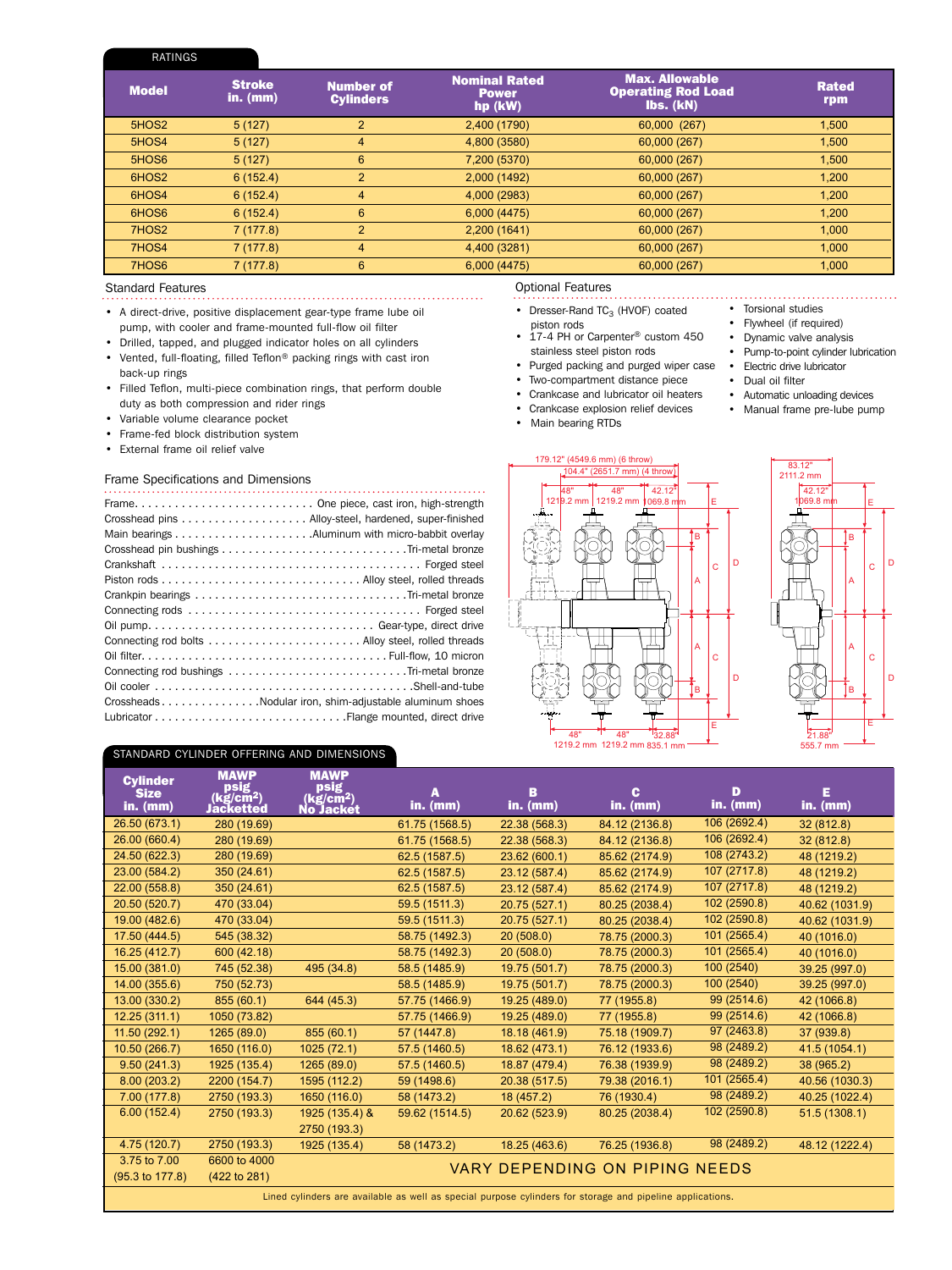## RATINGS

| Model | Stroke in. (mm) | Number of Cylinders | Nominal Rated Power hp (kW) | Max. Allowable Operating Rod Load lbs. (kN) | Rated rpm |
|---|---|---|---|---|---|
| 5HOS2 | 5 (127) | 2 | 2,400 (1790) | 60,000 (267) | 1,500 |
| 5HOS4 | 5 (127) | 4 | 4,800 (3580) | 60,000 (267) | 1,500 |
| 5HOS6 | 5 (127) | 6 | 7,200 (5370) | 60,000 (267) | 1,500 |
| 6HOS2 | 6 (152.4) | 2 | 2,000 (1492) | 60,000 (267) | 1,200 |
| 6HOS4 | 6 (152.4) | 4 | 4,000 (2983) | 60,000 (267) | 1,200 |
| 6HOS6 | 6 (152.4) | 6 | 6,000 (4475) | 60,000 (267) | 1,200 |
| 7HOS2 | 7 (177.8) | 2 | 2,200 (1641) | 60,000 (267) | 1,000 |
| 7HOS4 | 7 (177.8) | 4 | 4,400 (3281) | 60,000 (267) | 1,000 |
| 7HOS6 | 7 (177.8) | 6 | 6,000 (4475) | 60,000 (267) | 1,000 |

## Standard Features

- A direct-drive, positive displacement gear-type frame lube oil pump, with cooler and frame-mounted full-flow oil filter
- Drilled, tapped, and plugged indicator holes on all cylinders
- Vented, full-floating, filled Teflon® packing rings with cast iron back-up rings
- Filled Teflon, multi-piece combination rings, that perform double duty as both compression and rider rings
- Variable volume clearance pocket
- Frame-fed block distribution system
- External frame oil relief valve

## Optional Features

- Dresser-Rand $TC_3$ (HVOF) coated piston rods
- 17-4 PH or Carpenter® custom 450 stainless steel piston rods
- Purged packing and purged wiper case
- Two-compartment distance piece
- Crankcase and lubricator oil heaters
- Crankcase explosion relief devices
- Main bearing RTDs
- Torsional studies
- Flywheel (if required)
- Dynamic valve analysis
- Pump-to-point cylinder lubrication
- Electric drive lubricator
- Dual oil filter
- Automatic unloading devices
- Manual frame pre-lube pump

## Frame Specifications and Dimensions

| | |
|---|---|
| Frame | One piece, cast iron, high-strength |
| Crosshead pins | Alloy-steel, hardened, super-finished |
| Main bearings | Aluminum with micro-babbit overlay |
| Crosshead pin bushings | Tri-metal bronze |
| Crankshaft | Forged steel |
| Piston rods | Alloy steel, rolled threads |
| Crankpin bearings | Tri-metal bronze |
| Connecting rods | Forged steel |
| Oil pump | Gear-type, direct drive |
| Connecting rod bolts | Alloy steel, rolled threads |
| Oil filter | Full-flow, 10 micron |
| Connecting rod bushings | Tri-metal bronze |
| Oil cooler | Shell-and-tube |
| Crossheads | Nodular iron, shim-adjustable aluminum shoes |
| Lubricator | Flange mounted, direct drive |

179.12" (4549.6 mm) (6 throw); 104.4" (2651.7 mm) (4 throw); 48" 1219.2 mm; 48" 1219.2 mm; 42.12" 1069.8 mm; 48" 1219.2 mm; 48" 1219.2 mm; 32.88" 835.1 mm; 83.12" 2111.2 mm; 42.12" 1069.8 mm; 21.88" 555.7 mm

## STANDARD CYLINDER OFFERING AND DIMENSIONS

| Cylinder Size in. (mm) | MAWP psig ($kg/cm^2$) Jacketted | MAWP psig ($kg/cm^2$) No Jacket | A in. (mm) | B in. (mm) | C in. (mm) | D in. (mm) | E in. (mm) |
|---|---|---|---|---|---|---|---|
| 26.50 (673.1) | 280 (19.69) | | 61.75 (1568.5) | 22.38 (568.3) | 84.12 (2136.8) | 106 (2692.4) | 32 (812.8) |
| 26.00 (660.4) | 280 (19.69) | | 61.75 (1568.5) | 22.38 (568.3) | 84.12 (2136.8) | 106 (2692.4) | 32 (812.8) |
| 24.50 (622.3) | 280 (19.69) | | 62.5 (1587.5) | 23.62 (600.1) | 85.62 (2174.9) | 108 (2743.2) | 48 (1219.2) |
| 23.00 (584.2) | 350 (24.61) | | 62.5 (1587.5) | 23.12 (587.4) | 85.62 (2174.9) | 107 (2717.8) | 48 (1219.2) |
| 22.00 (558.8) | 350 (24.61) | | 62.5 (1587.5) | 23.12 (587.4) | 85.62 (2174.9) | 107 (2717.8) | 48 (1219.2) |
| 20.50 (520.7) | 470 (33.04) | | 59.5 (1511.3) | 20.75 (527.1) | 80.25 (2038.4) | 102 (2590.8) | 40.62 (1031.9) |
| 19.00 (482.6) | 470 (33.04) | | 59.5 (1511.3) | 20.75 (527.1) | 80.25 (2038.4) | 102 (2590.8) | 40.62 (1031.9) |
| 17.50 (444.5) | 545 (38.32) | | 58.75 (1492.3) | 20 (508.0) | 78.75 (2000.3) | 101 (2565.4) | 40 (1016.0) |
| 16.25 (412.7) | 600 (42.18) | | 58.75 (1492.3) | 20 (508.0) | 78.75 (2000.3) | 101 (2565.4) | 40 (1016.0) |
| 15.00 (381.0) | 745 (52.38) | 495 (34.8) | 58.5 (1485.9) | 19.75 (501.7) | 78.75 (2000.3) | 100 (2540) | 39.25 (997.0) |
| 14.00 (355.6) | 750 (52.73) | | 58.5 (1485.9) | 19.75 (501.7) | 78.75 (2000.3) | 100 (2540) | 39.25 (997.0) |
| 13.00 (330.2) | 855 (60.1) | 644 (45.3) | 57.75 (1466.9) | 19.25 (489.0) | 77 (1955.8) | 99 (2514.6) | 42 (1066.8) |
| 12.25 (311.1) | 1050 (73.82) | | 57.75 (1466.9) | 19.25 (489.0) | 77 (1955.8) | 99 (2514.6) | 42 (1066.8) |
| 11.50 (292.1) | 1265 (89.0) | 855 (60.1) | 57 (1447.8) | 18.18 (461.9) | 75.18 (1909.7) | 97 (2463.8) | 37 (939.8) |
| 10.50 (266.7) | 1650 (116.0) | 1025 (72.1) | 57.5 (1460.5) | 18.62 (473.1) | 76.12 (1933.6) | 98 (2489.2) | 41.5 (1054.1) |
| 9.50 (241.3) | 1925 (135.4) | 1265 (89.0) | 57.5 (1460.5) | 18.87 (479.4) | 76.38 (1939.9) | 98 (2489.2) | 38 (965.2) |
| 8.00 (203.2) | 2200 (154.7) | 1595 (112.2) | 59 (1498.6) | 20.38 (517.5) | 79.38 (2016.1) | 101 (2565.4) | 40.56 (1030.3) |
| 7.00 (177.8) | 2750 (193.3) | 1650 (116.0) | 58 (1473.2) | 18 (457.2) | 76 (1930.4) | 98 (2489.2) | 40.25 (1022.4) |
| 6.00 (152.4) | 2750 (193.3) | 1925 (135.4) & 2750 (193.3) | 59.62 (1514.5) | 20.62 (523.9) | 80.25 (2038.4) | 102 (2590.8) | 51.5 (1308.1) |
| 4.75 (120.7) | 2750 (193.3) | 1925 (135.4) | 58 (1473.2) | 18.25 (463.6) | 76.25 (1936.8) | 98 (2489.2) | 48.12 (1222.4) |
| 3.75 to 7.00 (95.3 to 177.8) | 6600 to 4000 (422 to 281) | | VARY DEPENDING ON PIPING NEEDS | | | | |

Lined cylinders are available as well as special purpose cylinders for storage and pipeline applications.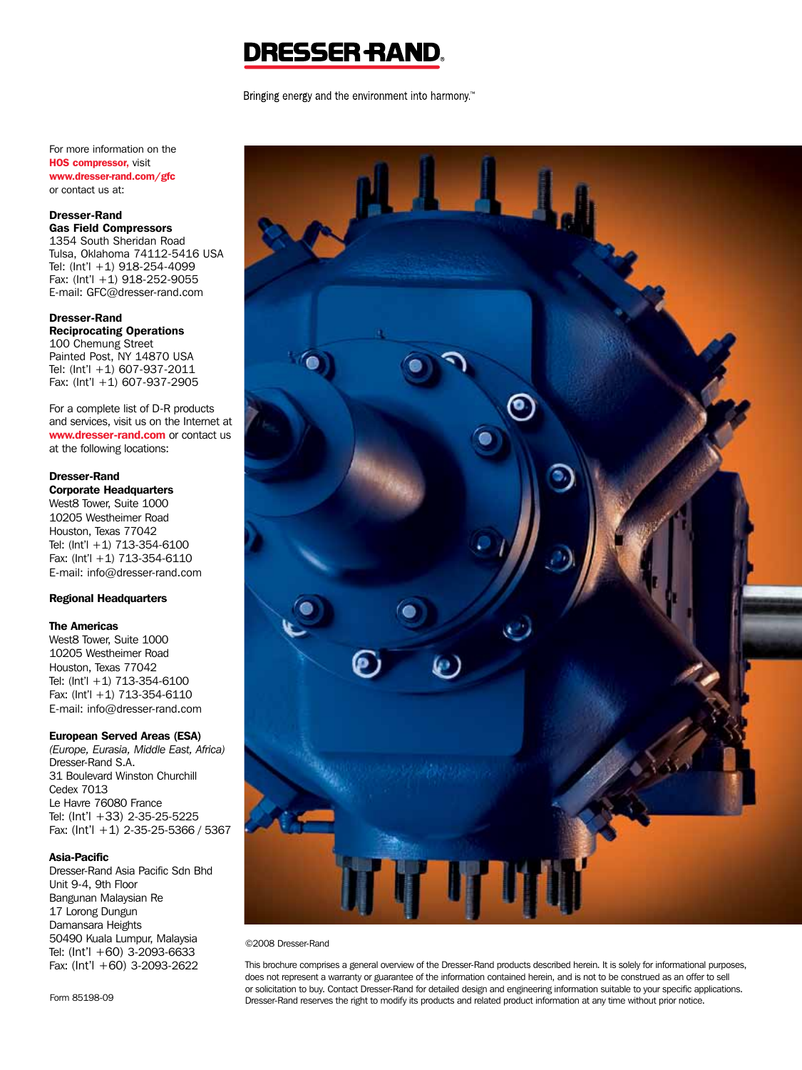# DRESSER-RAND

Bringing energy and the environment into harmony.™

For more information on the **HOS compressor,** visit **www.dresser-rand.com/gfc** or contact us at:

**Dresser-Rand**
**Gas Field Compressors**
1354 South Sheridan Road
Tulsa, Oklahoma 74112-5416 USA
Tel: (Int'l +1) 918-254-4099
Fax: (Int'l +1) 918-252-9055
E-mail: GFC@dresser-rand.com

**Dresser-Rand**
**Reciprocating Operations**
100 Chemung Street
Painted Post, NY 14870 USA
Tel: (Int'l +1) 607-937-2011
Fax: (Int'l +1) 607-937-2905

For a complete list of D-R products and services, visit us on the Internet at **www.dresser-rand.com** or contact us at the following locations:

**Dresser-Rand**
**Corporate Headquarters**
West8 Tower, Suite 1000
10205 Westheimer Road
Houston, Texas 77042
Tel: (Int'l +1) 713-354-6100
Fax: (Int'l +1) 713-354-6110
E-mail: info@dresser-rand.com

**Regional Headquarters**

**The Americas**
West8 Tower, Suite 1000
10205 Westheimer Road
Houston, Texas 77042
Tel: (Int'l +1) 713-354-6100
Fax: (Int'l +1) 713-354-6110
E-mail: info@dresser-rand.com

**European Served Areas (ESA)**
*(Europe, Eurasia, Middle East, Africa)*
Dresser-Rand S.A.
31 Boulevard Winston Churchill
Cedex 7013
Le Havre 76080 France
Tel: (Int'l +33) 2-35-25-5225
Fax: (Int'l +1) 2-35-25-5366 / 5367

**Asia-Pacific**
Dresser-Rand Asia Pacific Sdn Bhd
Unit 9-4, 9th Floor
Bangunan Malaysian Re
17 Lorong Dungun
Damansara Heights
50490 Kuala Lumpur, Malaysia
Tel: (Int'l +60) 3-2093-6633
Fax: (Int'l +60) 3-2093-2622

Form 85198-09

©2008 Dresser-Rand

This brochure comprises a general overview of the Dresser-Rand products described herein. It is solely for informational purposes, does not represent a warranty or guarantee of the information contained herein, and is not to be construed as an offer to sell or solicitation to buy. Contact Dresser-Rand for detailed design and engineering information suitable to your specific applications. Dresser-Rand reserves the right to modify its products and related product information at any time without prior notice.